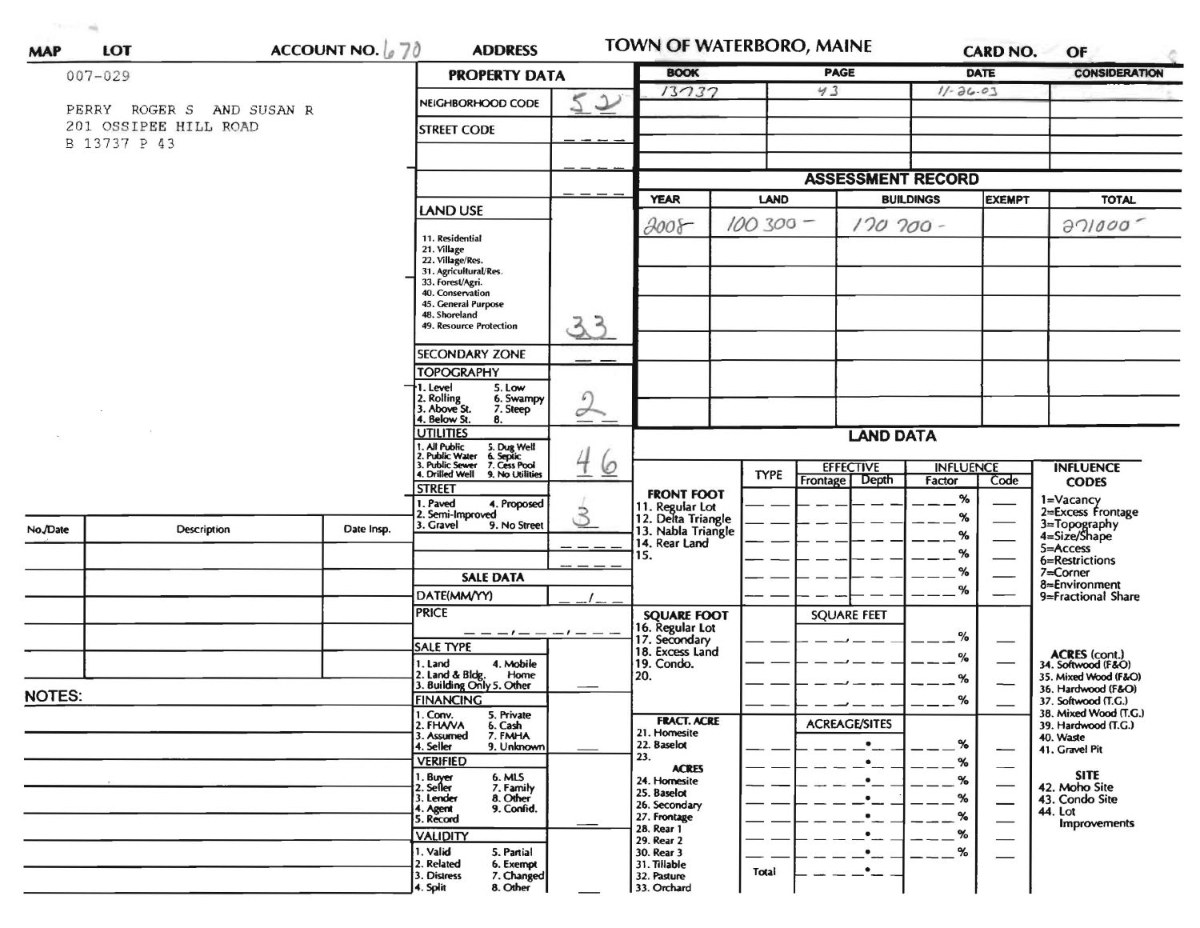MAP LOT ACCOUNT NO. 670 ADDRESS

# TOWN OF WATERBORO, MAINE

CARD NO. OF

007-029

PERRY ROGER S AND SUSAN R
201 OSSIPEE HILL ROAD
B 13737 P 43

## PROPERTY DATA

| | |
|---|---|
| NEIGHBORHOOD CODE | 52 |
| STREET CODE | |
| LAND USE: 11. Residential, 21. Village, 22. Village/Res., 31. Agricultural/Res., 33. Forest/Agri., 40. Conservation, 45. General Purpose, 48. Shoreland, 49. Resource Protection | 33 |
| SECONDARY ZONE | |
| TOPOGRAPHY: 1. Level, 2. Rolling, 3. Above St., 4. Below St., 5. Low, 6. Swampy, 7. Steep, 8. | 2 |
| UTILITIES: 1. All Public, 2. Public Water, 3. Public Sewer, 4. Drilled Well, 5. Dug Well, 6. Septic, 7. Cess Pool, 9. No Utilities | 4 6 |
| STREET: 1. Paved, 2. Semi-Improved, 3. Gravel, 4. Proposed, 9. No Street | 3 |

## SALE DATA

| | |
|---|---|
| DATE(MM/YY) | |
| PRICE | |
| SALE TYPE: 1. Land, 2. Land & Bldg., 3. Building Only, 4. Mobile Home, 5. Other | |
| FINANCING: 1. Conv., 2. FHA/VA, 3. Assumed, 4. Seller, 5. Private, 6. Cash, 7. FMHA, 9. Unknown | |
| VERIFIED: 1. Buyer, 2. Seller, 3. Lender, 4. Agent, 5. Record, 6. MLS, 7. Family, 8. Other, 9. Confid. | |
| VALIDITY: 1. Valid, 2. Related, 3. Distress, 4. Split, 5. Partial, 6. Exempt, 7. Changed, 8. Other | |

| BOOK | PAGE | DATE | CONSIDERATION |
|---|---|---|---|
| 13737 | 43 | 11-26-03 | |

## ASSESSMENT RECORD

| YEAR | LAND | BUILDINGS | EXEMPT | TOTAL |
|---|---|---|---|---|
| 2008 | 100 300 - | 170 700 - | | 271000 - |

## LAND DATA

| | TYPE | EFFECTIVE Frontage | Depth | INFLUENCE Factor | Code |
|---|---|---|---|---|---|
| FRONT FOOT: 11. Regular Lot, 12. Delta Triangle, 13. Nabla Triangle, 14. Rear Land, 15. | | | | % | |
| SQUARE FOOT: 16. Regular Lot, 17. Secondary, 18. Excess Land, 19. Condo., 20. | | SQUARE FEET | | % | |
| FRACT. ACRE: 21. Homesite, 22. Baselot, 23. | | ACREAGE/SITES | | % | |
| ACRES: 24. Homesite, 25. Baselot, 26. Secondary, 27. Frontage, 28. Rear 1, 29. Rear 2, 30. Rear 3, 31. Tillable, 32. Pasture, 33. Orchard | Total | | | % | |

INFLUENCE CODES: 1=Vacancy, 2=Excess Frontage, 3=Topography, 4=Size/Shape, 5=Access, 6=Restrictions, 7=Corner, 8=Environment, 9=Fractional Share

ACRES (cont.): 34. Softwood (F&O), 35. Mixed Wood (F&O), 36. Hardwood (F&O), 37. Softwood (T.G.), 38. Mixed Wood (T.G.), 39. Hardwood (T.G.), 40. Waste, 41. Gravel Pit

SITE: 42. Moho Site, 43. Condo Site, 44. Lot Improvements

| No./Date | Description | Date Insp. |
|---|---|---|
| | | |

NOTES: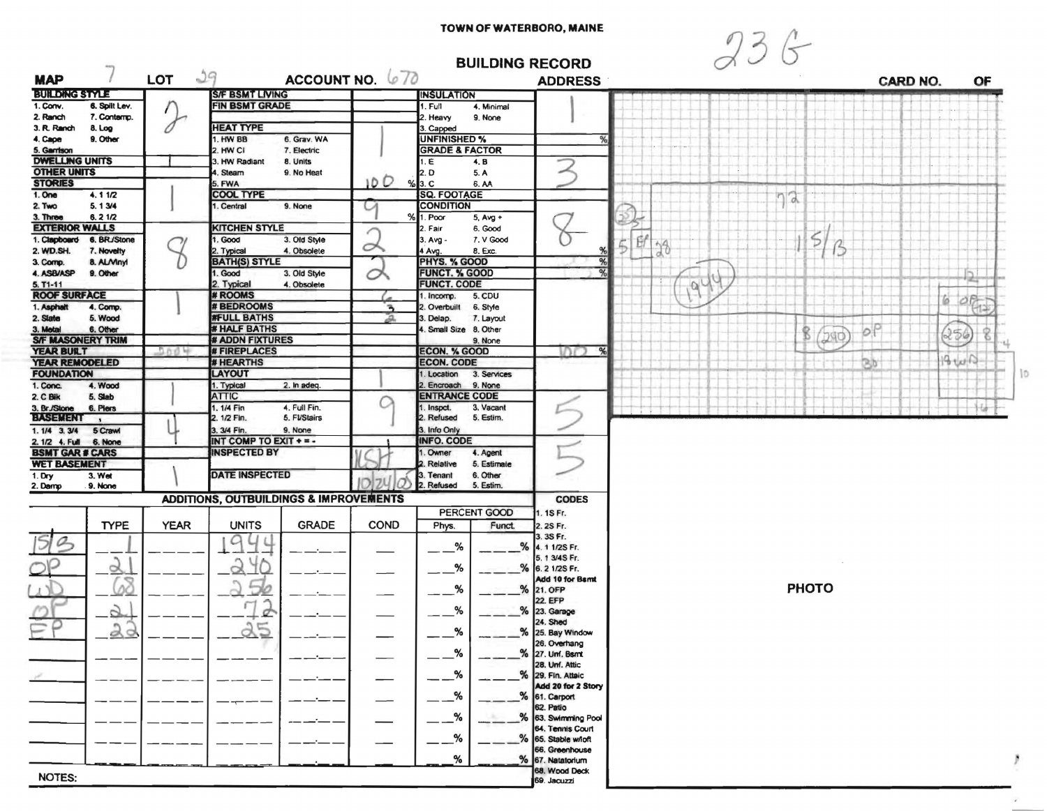# TOWN OF WATERBORO, MAINE

23 G

## BUILDING RECORD

MAP 7 LOT 29 ACCOUNT NO. 670 ADDRESS CARD NO. OF

| | | | | | |
|---|---|---|---|---|---|
| **BUILDING STYLE** 1. Conv. 6. Split Lev. 2. Ranch 7. Contemp. 3. R. Ranch 8. Log 4. Cape 9. Other 5. Garrison | 2 | **S/F BSMT LIVING** / **FIN BSMT GRADE** | | **INSULATION** 1. Full 4. Minimal 2. Heavy 9. None 3. Capped | 1 |
| **DWELLING UNITS** | 1 | **HEAT TYPE** 1. HW BB 6. Grav. WA 2. HW CI 7. Electric 3. HW Radiant 8. Units 4. Steam 9. No Heat 5. FWA | 1 / 100 % | **UNFINISHED %** | % |
| **OTHER UNITS** | | | | **GRADE & FACTOR** 1. E 4. B 2. D 5. A 3. C 6. AA | 3 |
| **STORIES** 1. One 4. 1 1/2 2. Two 5. 1 3/4 3. Three 6. 2 1/2 | 1 | **COOL TYPE** 1. Central 9. None | 9 % | **SQ. FOOTAGE** | |
| **EXTERIOR WALLS** 1. Clapboard 6. BR./Stone 2. WD.SH. 7. Novelty 3. Comp. 8. AL/Vinyl 4. ASB/ASP 9. Other 5. T1-11 | 8 | **KITCHEN STYLE** 1. Good 3. Old Style 2. Typical 4. Obsolete | 2 | **CONDITION** 1. Poor 5. Avg + 2. Fair 6. Good 3. Avg - 7. V Good 4. Avg. 8. Exc. | 8 |
| | | **BATH(S) STYLE** 1. Good 3. Old Style 2. Typical 4. Obsolete | 2 | **PHYS. % GOOD** | % |
| | | | | **FUNCT. % GOOD** | % |
| **ROOF SURFACE** 1. Asphalt 4. Comp. 2. Slate 5. Wood 3. Metal 6. Other | 1 | **# ROOMS** | 6 | **FUNCT. CODE** 1. Incomp. 5. CDU 2. Overbuilt 6. Style 3. Delap. 7. Layout 4. Small Size 8. Other 9. None | |
| | | **# BEDROOMS** | 3 | | |
| | | **#FULL BATHS** | 2 | | |
| | | **# HALF BATHS** | | | |
| **S/F MASONERY TRIM** | | **# ADDN FIXTURES** | | | |
| **YEAR BUILT** | 2004 | **# FIREPLACES** | | **ECON. % GOOD** | 100 % |
| **YEAR REMODELED** | | **# HEARTHS** | | **ECON. CODE** 1. Location 3. Services 2. Encroach 9. None | |
| **FOUNDATION** 1. Conc. 4. Wood 2. C Blk 5. Slab 3. Br./Stone 6. Piers | 1 | **LAYOUT** 1. Typical 2. In adeq. | 1 | | |
| **BASEMENT** 1. 1/4 3. 3/4 5 Crawl 2. 1/2 4. Full 6. None | 4 | **ATTIC** 1. 1/4 Fin 4. Full Fin. 2. 1/2 Fin. 5. Fl/Stairs 3. 3/4 Fin. 9. None | 9 | **ENTRANCE CODE** 1. Inspct. 3. Vacant 2. Refused 5. Estim. 3. Info Only | 5 |
| **BSMT GAR # CARS** | | **INT COMP TO EXIT + = -** | | **INFO. CODE** 1. Owner 4. Agent 2. Relative 5. Estimate 3. Tenant 6. Other 2. Refused 5. Estim. | 5 |
| **WET BASEMENT** 1. Dry 3. Wet 2. Damp 9. None | 1 | **INSPECTED BY** | KSH | | |
| | | **DATE INSPECTED** | 10/24/05 | | |

### ADDITIONS, OUTBUILDINGS & IMPROVEMENTS

| | TYPE | YEAR | UNITS | GRADE | COND | PERCENT GOOD Phys. | Funct. |
|---|---|---|---|---|---|---|---|
| 1S/B | 1 | | 1944 | | | % | % |
| OP | 21 | | 240 | | | % | % |
| WD | 68 | | 256 | | | % | % |
| OP | 21 | | 72 | | | % | % |
| EP | 22 | | 25 | | | % | % |
| | | | | | | % | % |
| | | | | | | % | % |
| | | | | | | % | % |
| | | | | | | % | % |
| | | | | | | % | % |
| | | | | | | % | % |

**CODES**
1. 1S Fr.
2. 2S Fr.
3. 3S Fr.
4. 1 1/2S Fr.
5. 1 3/4S Fr.
6. 2 1/2S Fr.
Add 10 for Bsmt
21. OFP
22. EFP
23. Garage
24. Shed
25. Bay Window
26. Overhang
27. Unf. Bsmt
28. Unf. Attic
29. Fin. Attaic
Add 20 for 2 Story
61. Carport
62. Patio
63. Swimming Pool
64. Tennis Court
65. Stable w/loft
66. Greenhouse
67. Natatorium
68. Wood Deck
69. Jacuzzi

NOTES:

72
1S/B
1944
5 EP 28
25
12
6 OP 72
8 240 OP
30
256 8
4
19 WD
10
16

PHOTO